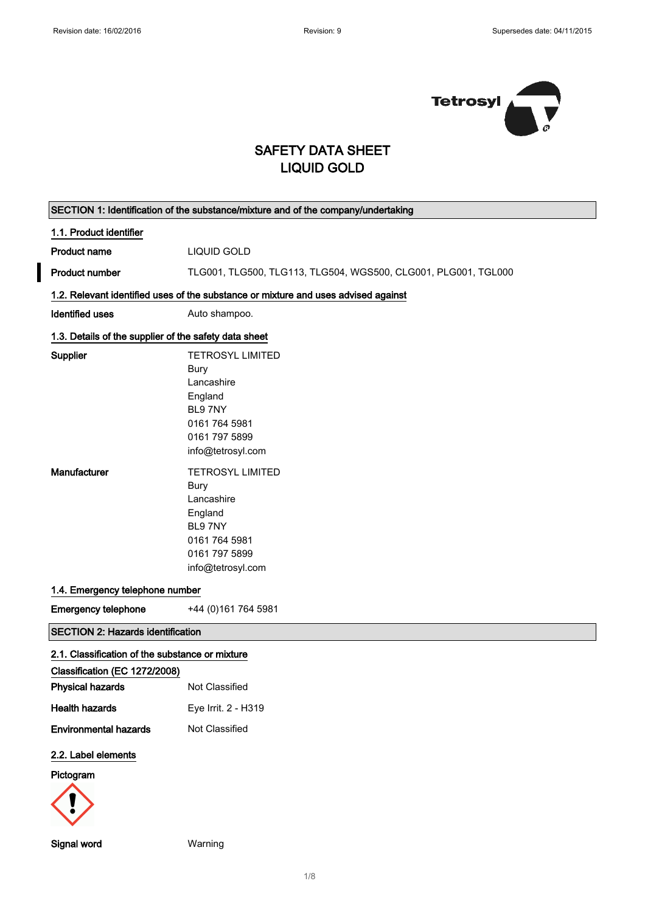# SAFETY DATA SHEET
# LIQUID GOLD

## SECTION 1: Identification of the substance/mixture and of the company/undertaking

### 1.1. Product identifier

**Product name** LIQUID GOLD

**Product number** TLG001, TLG500, TLG113, TLG504, WGS500, CLG001, PLG001, TGL000

### 1.2. Relevant identified uses of the substance or mixture and uses advised against

**Identified uses** Auto shampoo.

### 1.3. Details of the supplier of the safety data sheet

**Supplier**
TETROSYL LIMITED
Bury
Lancashire
England
BL9 7NY
0161 764 5981
0161 797 5899
info@tetrosyl.com

**Manufacturer**
TETROSYL LIMITED
Bury
Lancashire
England
BL9 7NY
0161 764 5981
0161 797 5899
info@tetrosyl.com

### 1.4. Emergency telephone number

**Emergency telephone** +44 (0)161 764 5981

## SECTION 2: Hazards identification

### 2.1. Classification of the substance or mixture

**Classification (EC 1272/2008)**

**Physical hazards** Not Classified

**Health hazards** Eye Irrit. 2 - H319

**Environmental hazards** Not Classified

### 2.2. Label elements

**Pictogram**

**Signal word** Warning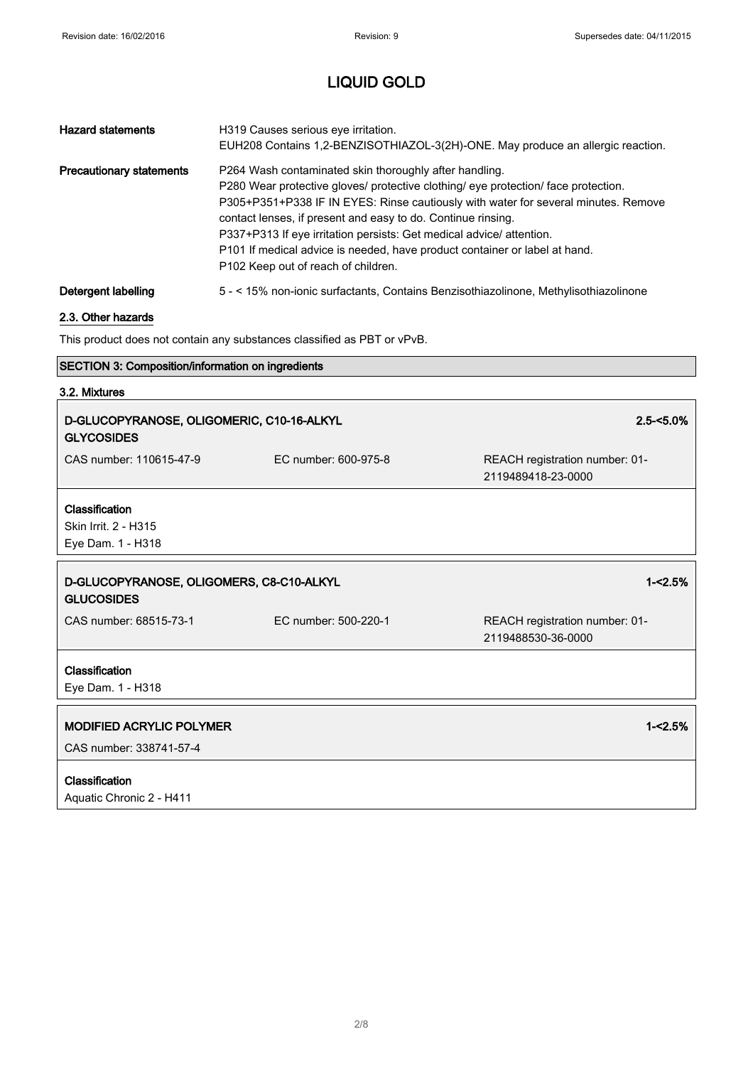# LIQUID GOLD

| | |
|---|---|
| **Hazard statements** | H319 Causes serious eye irritation.<br>EUH208 Contains 1,2-BENZISOTHIAZOL-3(2H)-ONE. May produce an allergic reaction. |
| **Precautionary statements** | P264 Wash contaminated skin thoroughly after handling.<br>P280 Wear protective gloves/ protective clothing/ eye protection/ face protection.<br>P305+P351+P338 IF IN EYES: Rinse cautiously with water for several minutes. Remove contact lenses, if present and easy to do. Continue rinsing.<br>P337+P313 If eye irritation persists: Get medical advice/ attention.<br>P101 If medical advice is needed, have product container or label at hand.<br>P102 Keep out of reach of children. |
| **Detergent labelling** | 5 - < 15% non-ionic surfactants, Contains Benzisothiazolinone, Methylisothiazolinone |

## 2.3. Other hazards

This product does not contain any substances classified as PBT or vPvB.

## SECTION 3: Composition/information on ingredients

### 3.2. Mixtures

**D-GLUCOPYRANOSE, OLIGOMERIC, C10-16-ALKYL GLYCOSIDES** — 2.5-<5.0%

CAS number: 110615-47-9 | EC number: 600-975-8 | REACH registration number: 01-2119489418-23-0000

**Classification**
Skin Irrit. 2 - H315
Eye Dam. 1 - H318

**D-GLUCOPYRANOSE, OLIGOMERS, C8-C10-ALKYL GLUCOSIDES** — 1-<2.5%

CAS number: 68515-73-1 | EC number: 500-220-1 | REACH registration number: 01-2119488530-36-0000

**Classification**
Eye Dam. 1 - H318

**MODIFIED ACRYLIC POLYMER** — 1-<2.5%

CAS number: 338741-57-4

**Classification**
Aquatic Chronic 2 - H411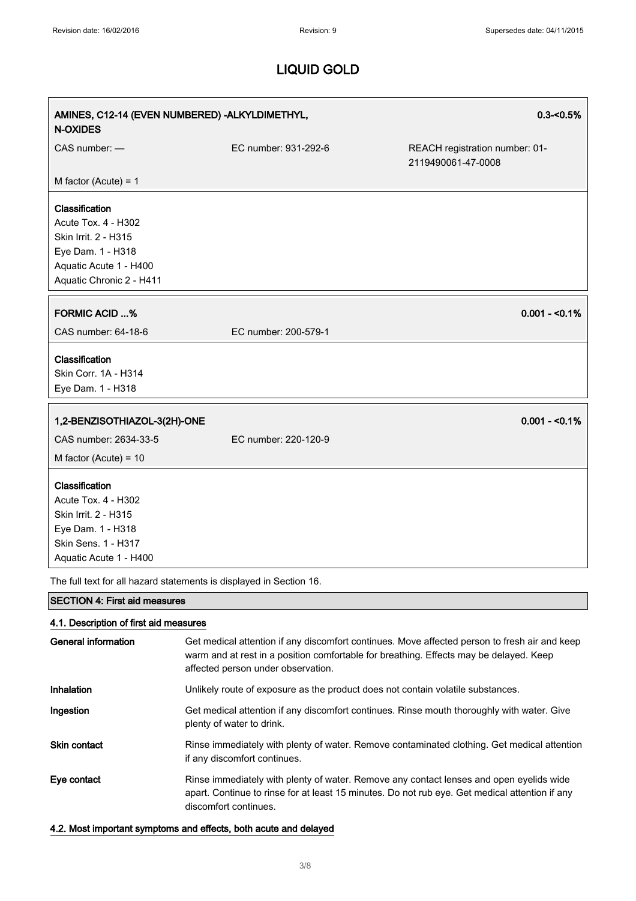| AMINES, C12-14 (EVEN NUMBERED) -ALKYLDIMETHYL, N-OXIDES | | 0.3-<0.5% |
|---|---|---|
| CAS number: — | EC number: 931-292-6 | REACH registration number: 01-2119490061-47-0008 |
| M factor (Acute) = 1 | | |

**Classification**
Acute Tox. 4 - H302
Skin Irrit. 2 - H315
Eye Dam. 1 - H318
Aquatic Acute 1 - H400
Aquatic Chronic 2 - H411

| FORMIC ACID ...% | | 0.001 - <0.1% |
|---|---|---|
| CAS number: 64-18-6 | EC number: 200-579-1 | |

**Classification**
Skin Corr. 1A - H314
Eye Dam. 1 - H318

| 1,2-BENZISOTHIAZOL-3(2H)-ONE | | 0.001 - <0.1% |
|---|---|---|
| CAS number: 2634-33-5 | EC number: 220-120-9 | |
| M factor (Acute) = 10 | | |

**Classification**
Acute Tox. 4 - H302
Skin Irrit. 2 - H315
Eye Dam. 1 - H318
Skin Sens. 1 - H317
Aquatic Acute 1 - H400

The full text for all hazard statements is displayed in Section 16.

## SECTION 4: First aid measures

### 4.1. Description of first aid measures

**General information** Get medical attention if any discomfort continues. Move affected person to fresh air and keep warm and at rest in a position comfortable for breathing. Effects may be delayed. Keep affected person under observation.

**Inhalation** Unlikely route of exposure as the product does not contain volatile substances.

**Ingestion** Get medical attention if any discomfort continues. Rinse mouth thoroughly with water. Give plenty of water to drink.

**Skin contact** Rinse immediately with plenty of water. Remove contaminated clothing. Get medical attention if any discomfort continues.

**Eye contact** Rinse immediately with plenty of water. Remove any contact lenses and open eyelids wide apart. Continue to rinse for at least 15 minutes. Do not rub eye. Get medical attention if any discomfort continues.

### 4.2. Most important symptoms and effects, both acute and delayed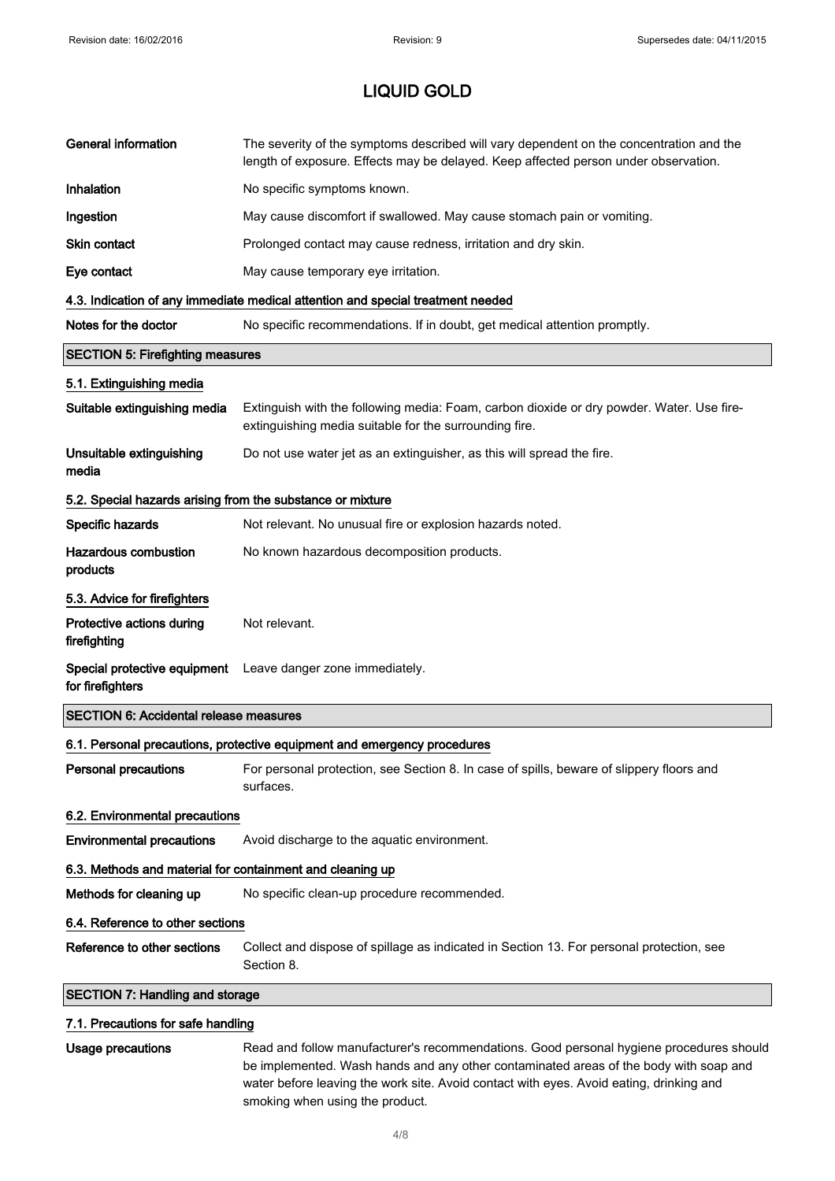| | |
|---|---|
| **General information** | The severity of the symptoms described will vary dependent on the concentration and the length of exposure. Effects may be delayed. Keep affected person under observation. |
| **Inhalation** | No specific symptoms known. |
| **Ingestion** | May cause discomfort if swallowed. May cause stomach pain or vomiting. |
| **Skin contact** | Prolonged contact may cause redness, irritation and dry skin. |
| **Eye contact** | May cause temporary eye irritation. |

### 4.3. Indication of any immediate medical attention and special treatment needed

| | |
|---|---|
| **Notes for the doctor** | No specific recommendations. If in doubt, get medical attention promptly. |

## SECTION 5: Firefighting measures

### 5.1. Extinguishing media

| | |
|---|---|
| **Suitable extinguishing media** | Extinguish with the following media: Foam, carbon dioxide or dry powder. Water. Use fire-extinguishing media suitable for the surrounding fire. |
| **Unsuitable extinguishing media** | Do not use water jet as an extinguisher, as this will spread the fire. |

### 5.2. Special hazards arising from the substance or mixture

| | |
|---|---|
| **Specific hazards** | Not relevant. No unusual fire or explosion hazards noted. |
| **Hazardous combustion products** | No known hazardous decomposition products. |

### 5.3. Advice for firefighters

| | |
|---|---|
| **Protective actions during firefighting** | Not relevant. |
| **Special protective equipment for firefighters** | Leave danger zone immediately. |

## SECTION 6: Accidental release measures

### 6.1. Personal precautions, protective equipment and emergency procedures

| | |
|---|---|
| **Personal precautions** | For personal protection, see Section 8. In case of spills, beware of slippery floors and surfaces. |

### 6.2. Environmental precautions

| | |
|---|---|
| **Environmental precautions** | Avoid discharge to the aquatic environment. |

### 6.3. Methods and material for containment and cleaning up

| | |
|---|---|
| **Methods for cleaning up** | No specific clean-up procedure recommended. |

### 6.4. Reference to other sections

| | |
|---|---|
| **Reference to other sections** | Collect and dispose of spillage as indicated in Section 13. For personal protection, see Section 8. |

## SECTION 7: Handling and storage

### 7.1. Precautions for safe handling

| | |
|---|---|
| **Usage precautions** | Read and follow manufacturer's recommendations. Good personal hygiene procedures should be implemented. Wash hands and any other contaminated areas of the body with soap and water before leaving the work site. Avoid contact with eyes. Avoid eating, drinking and smoking when using the product. |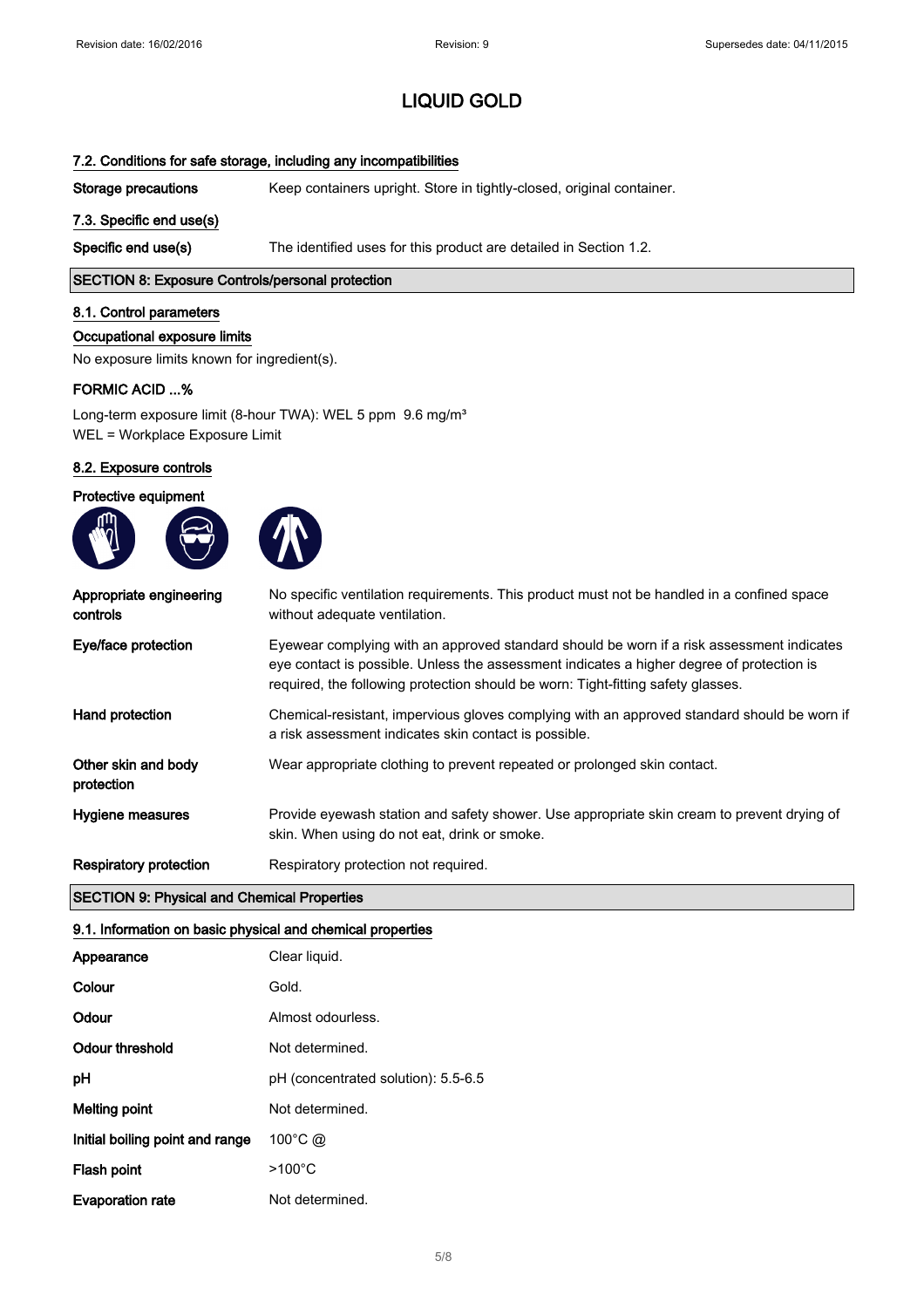# LIQUID GOLD

### 7.2. Conditions for safe storage, including any incompatibilities

| | |
|---|---|
| **Storage precautions** | Keep containers upright. Store in tightly-closed, original container. |

### 7.3. Specific end use(s)

| | |
|---|---|
| **Specific end use(s)** | The identified uses for this product are detailed in Section 1.2. |

## SECTION 8: Exposure Controls/personal protection

### 8.1. Control parameters

#### Occupational exposure limits

No exposure limits known for ingredient(s).

**FORMIC ACID ...%**

Long-term exposure limit (8-hour TWA): WEL 5 ppm 9.6 mg/m³
WEL = Workplace Exposure Limit

### 8.2. Exposure controls

**Protective equipment**

| | |
|---|---|
| **Appropriate engineering controls** | No specific ventilation requirements. This product must not be handled in a confined space without adequate ventilation. |
| **Eye/face protection** | Eyewear complying with an approved standard should be worn if a risk assessment indicates eye contact is possible. Unless the assessment indicates a higher degree of protection is required, the following protection should be worn: Tight-fitting safety glasses. |
| **Hand protection** | Chemical-resistant, impervious gloves complying with an approved standard should be worn if a risk assessment indicates skin contact is possible. |
| **Other skin and body protection** | Wear appropriate clothing to prevent repeated or prolonged skin contact. |
| **Hygiene measures** | Provide eyewash station and safety shower. Use appropriate skin cream to prevent drying of skin. When using do not eat, drink or smoke. |
| **Respiratory protection** | Respiratory protection not required. |

## SECTION 9: Physical and Chemical Properties

### 9.1. Information on basic physical and chemical properties

| | |
|---|---|
| **Appearance** | Clear liquid. |
| **Colour** | Gold. |
| **Odour** | Almost odourless. |
| **Odour threshold** | Not determined. |
| **pH** | pH (concentrated solution): 5.5-6.5 |
| **Melting point** | Not determined. |
| **Initial boiling point and range** | 100°C @ |
| **Flash point** | >100°C |
| **Evaporation rate** | Not determined. |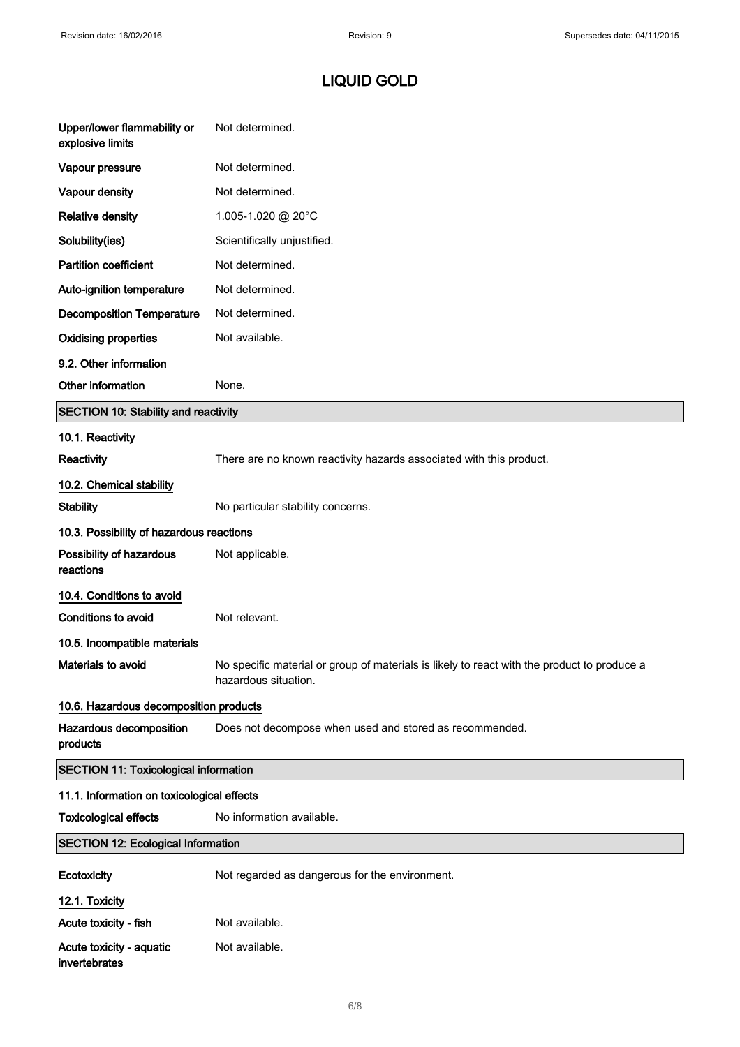# LIQUID GOLD

| | |
|---|---|
| **Upper/lower flammability or explosive limits** | Not determined. |
| **Vapour pressure** | Not determined. |
| **Vapour density** | Not determined. |
| **Relative density** | 1.005-1.020 @ 20°C |
| **Solubility(ies)** | Scientifically unjustified. |
| **Partition coefficient** | Not determined. |
| **Auto-ignition temperature** | Not determined. |
| **Decomposition Temperature** | Not determined. |
| **Oxidising properties** | Not available. |

### 9.2. Other information

| | |
|---|---|
| **Other information** | None. |

## SECTION 10: Stability and reactivity

### 10.1. Reactivity

| | |
|---|---|
| **Reactivity** | There are no known reactivity hazards associated with this product. |

### 10.2. Chemical stability

| | |
|---|---|
| **Stability** | No particular stability concerns. |

### 10.3. Possibility of hazardous reactions

| | |
|---|---|
| **Possibility of hazardous reactions** | Not applicable. |

### 10.4. Conditions to avoid

| | |
|---|---|
| **Conditions to avoid** | Not relevant. |

### 10.5. Incompatible materials

| | |
|---|---|
| **Materials to avoid** | No specific material or group of materials is likely to react with the product to produce a hazardous situation. |

### 10.6. Hazardous decomposition products

| | |
|---|---|
| **Hazardous decomposition products** | Does not decompose when used and stored as recommended. |

## SECTION 11: Toxicological information

### 11.1. Information on toxicological effects

| | |
|---|---|
| **Toxicological effects** | No information available. |

## SECTION 12: Ecological Information

| | |
|---|---|
| **Ecotoxicity** | Not regarded as dangerous for the environment. |

### 12.1. Toxicity

| | |
|---|---|
| **Acute toxicity - fish** | Not available. |
| **Acute toxicity - aquatic invertebrates** | Not available. |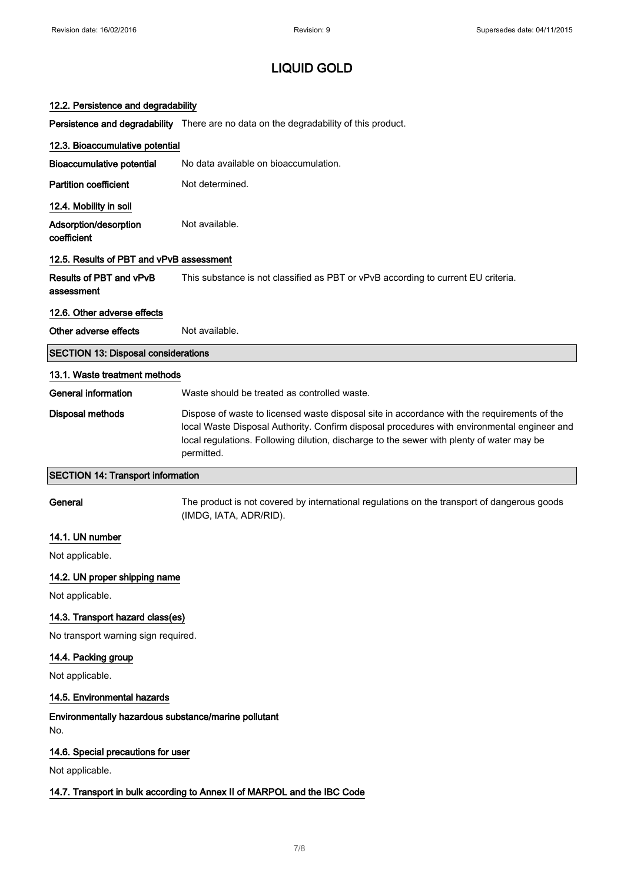# LIQUID GOLD

### 12.2. Persistence and degradability

| | |
|---|---|
| **Persistence and degradability** | There are no data on the degradability of this product. |

### 12.3. Bioaccumulative potential

| | |
|---|---|
| **Bioaccumulative potential** | No data available on bioaccumulation. |
| **Partition coefficient** | Not determined. |

### 12.4. Mobility in soil

| | |
|---|---|
| **Adsorption/desorption coefficient** | Not available. |

### 12.5. Results of PBT and vPvB assessment

| | |
|---|---|
| **Results of PBT and vPvB assessment** | This substance is not classified as PBT or vPvB according to current EU criteria. |

### 12.6. Other adverse effects

| | |
|---|---|
| **Other adverse effects** | Not available. |

## SECTION 13: Disposal considerations

### 13.1. Waste treatment methods

| | |
|---|---|
| **General information** | Waste should be treated as controlled waste. |
| **Disposal methods** | Dispose of waste to licensed waste disposal site in accordance with the requirements of the local Waste Disposal Authority. Confirm disposal procedures with environmental engineer and local regulations. Following dilution, discharge to the sewer with plenty of water may be permitted. |

## SECTION 14: Transport information

| | |
|---|---|
| **General** | The product is not covered by international regulations on the transport of dangerous goods (IMDG, IATA, ADR/RID). |

### 14.1. UN number

Not applicable.

### 14.2. UN proper shipping name

Not applicable.

### 14.3. Transport hazard class(es)

No transport warning sign required.

### 14.4. Packing group

Not applicable.

### 14.5. Environmental hazards

**Environmentally hazardous substance/marine pollutant**

No.

### 14.6. Special precautions for user

Not applicable.

### 14.7. Transport in bulk according to Annex II of MARPOL and the IBC Code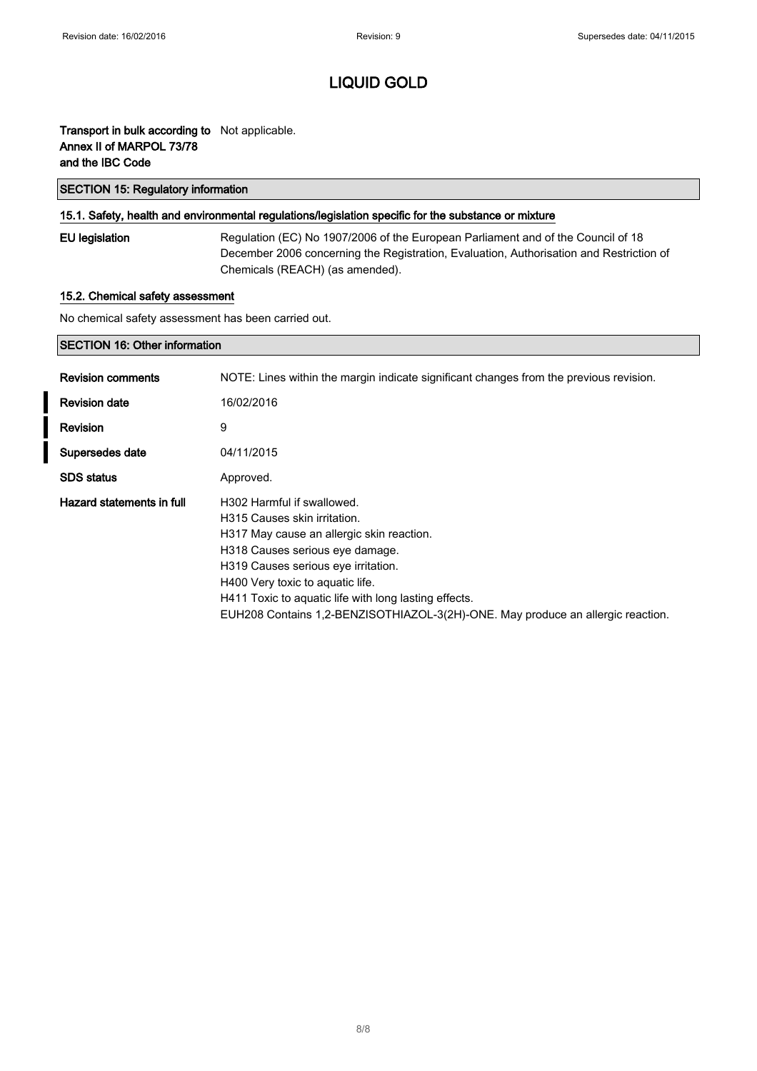| | |
|---|---|
| **Transport in bulk according to Annex II of MARPOL 73/78 and the IBC Code** | Not applicable. |

## SECTION 15: Regulatory information

### 15.1. Safety, health and environmental regulations/legislation specific for the substance or mixture

| | |
|---|---|
| **EU legislation** | Regulation (EC) No 1907/2006 of the European Parliament and of the Council of 18 December 2006 concerning the Registration, Evaluation, Authorisation and Restriction of Chemicals (REACH) (as amended). |

### 15.2. Chemical safety assessment

No chemical safety assessment has been carried out.

## SECTION 16: Other information

| | |
|---|---|
| **Revision comments** | NOTE: Lines within the margin indicate significant changes from the previous revision. |
| **Revision date** | 16/02/2016 |
| **Revision** | 9 |
| **Supersedes date** | 04/11/2015 |
| **SDS status** | Approved. |
| **Hazard statements in full** | H302 Harmful if swallowed.<br>H315 Causes skin irritation.<br>H317 May cause an allergic skin reaction.<br>H318 Causes serious eye damage.<br>H319 Causes serious eye irritation.<br>H400 Very toxic to aquatic life.<br>H411 Toxic to aquatic life with long lasting effects.<br>EUH208 Contains 1,2-BENZISOTHIAZOL-3(2H)-ONE. May produce an allergic reaction. |